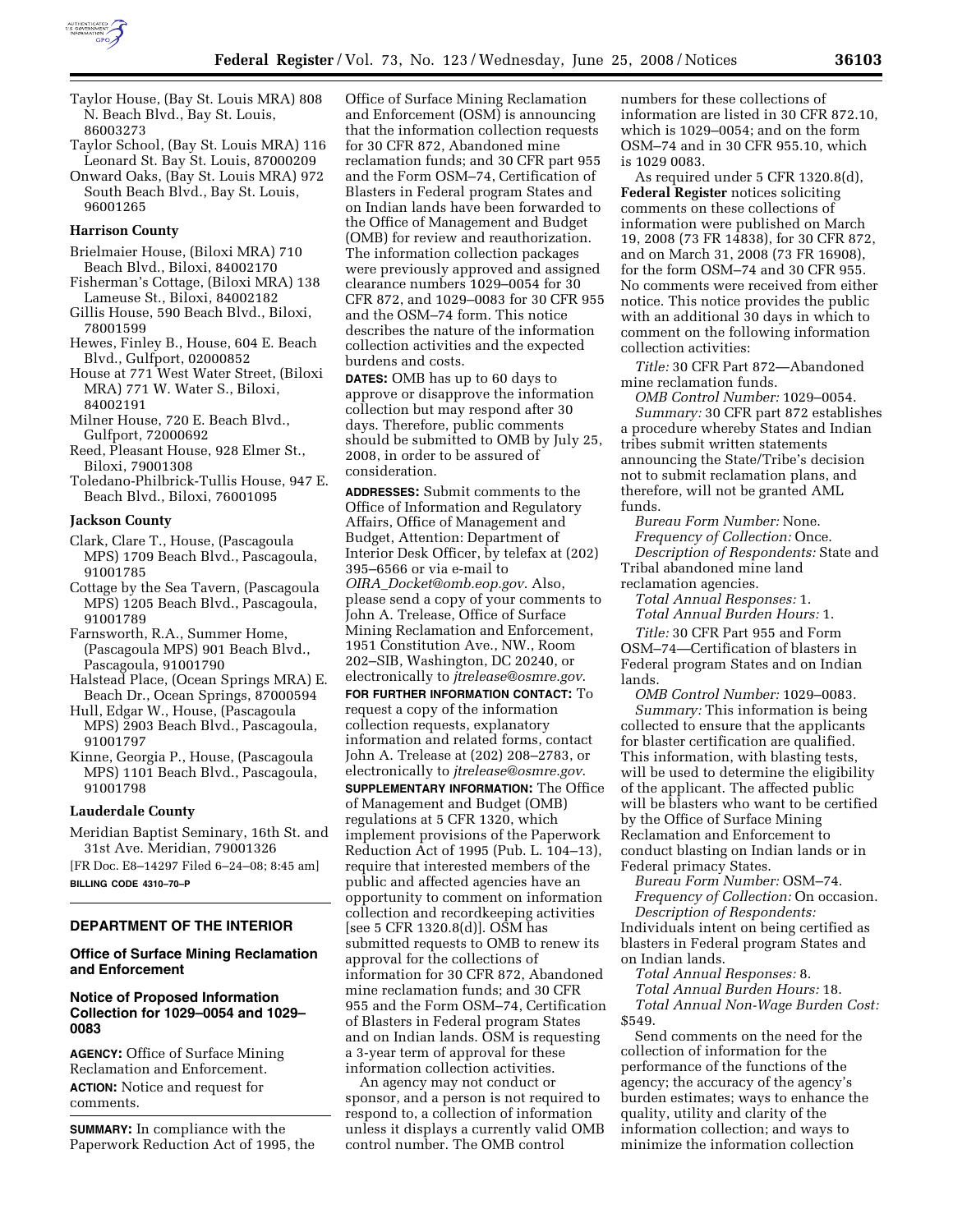Taylor House, (Bay St. Louis MRA) 808 N. Beach Blvd., Bay St. Louis, 86003273

Taylor School, (Bay St. Louis MRA) 116 Leonard St. Bay St. Louis, 87000209

Onward Oaks, (Bay St. Louis MRA) 972 South Beach Blvd., Bay St. Louis, 96001265

### Harrison County

Brielmaier House, (Biloxi MRA) 710 Beach Blvd., Biloxi, 84002170

Fisherman's Cottage, (Biloxi MRA) 138 Lameuse St., Biloxi, 84002182

Gillis House, 590 Beach Blvd., Biloxi, 78001599

Hewes, Finley B., House, 604 E. Beach Blvd., Gulfport, 02000852

House at 771 West Water Street, (Biloxi MRA) 771 W. Water S., Biloxi, 84002191

Milner House, 720 E. Beach Blvd., Gulfport, 72000692

Reed, Pleasant House, 928 Elmer St., Biloxi, 79001308

Toledano-Philbrick-Tullis House, 947 E. Beach Blvd., Biloxi, 76001095

### Jackson County

Clark, Clare T., House, (Pascagoula MPS) 1709 Beach Blvd., Pascagoula, 91001785

Cottage by the Sea Tavern, (Pascagoula MPS) 1205 Beach Blvd., Pascagoula, 91001789

Farnsworth, R.A., Summer Home, (Pascagoula MPS) 901 Beach Blvd., Pascagoula, 91001790

Halstead Place, (Ocean Springs MRA) E. Beach Dr., Ocean Springs, 87000594

Hull, Edgar W., House, (Pascagoula MPS) 2903 Beach Blvd., Pascagoula, 91001797

Kinne, Georgia P., House, (Pascagoula MPS) 1101 Beach Blvd., Pascagoula, 91001798

### Lauderdale County

Meridian Baptist Seminary, 16th St. and 31st Ave. Meridian, 79001326

[FR Doc. E8–14297 Filed 6–24–08; 8:45 am]

**BILLING CODE 4310–70–P**

---

## DEPARTMENT OF THE INTERIOR

### Office of Surface Mining Reclamation and Enforcement

### Notice of Proposed Information Collection for 1029–0054 and 1029–0083

**AGENCY:** Office of Surface Mining Reclamation and Enforcement.

**ACTION:** Notice and request for comments.

**SUMMARY:** In compliance with the Paperwork Reduction Act of 1995, the Office of Surface Mining Reclamation and Enforcement (OSM) is announcing that the information collection requests for 30 CFR 872, Abandoned mine reclamation funds; and 30 CFR part 955 and the Form OSM–74, Certification of Blasters in Federal program States and on Indian lands have been forwarded to the Office of Management and Budget (OMB) for review and reauthorization. The information collection packages were previously approved and assigned clearance numbers 1029–0054 for 30 CFR 872, and 1029–0083 for 30 CFR 955 and the OSM–74 form. This notice describes the nature of the information collection activities and the expected burdens and costs.

**DATES:** OMB has up to 60 days to approve or disapprove the information collection but may respond after 30 days. Therefore, public comments should be submitted to OMB by July 25, 2008, in order to be assured of consideration.

**ADDRESSES:** Submit comments to the Office of Information and Regulatory Affairs, Office of Management and Budget, Attention: Department of Interior Desk Officer, by telefax at (202) 395–6566 or via e-mail to *OIRA_Docket@omb.eop.gov*. Also, please send a copy of your comments to John A. Trelease, Office of Surface Mining Reclamation and Enforcement, 1951 Constitution Ave., NW., Room 202–SIB, Washington, DC 20240, or electronically to *jtrelease@osmre.gov*.

**FOR FURTHER INFORMATION CONTACT:** To request a copy of the information collection requests, explanatory information and related forms, contact John A. Trelease at (202) 208–2783, or electronically to *jtrelease@osmre.gov*.

**SUPPLEMENTARY INFORMATION:** The Office of Management and Budget (OMB) regulations at 5 CFR 1320, which implement provisions of the Paperwork Reduction Act of 1995 (Pub. L. 104–13), require that interested members of the public and affected agencies have an opportunity to comment on information collection and recordkeeping activities [see 5 CFR 1320.8(d)]. OSM has submitted requests to OMB to renew its approval for the collections of information for 30 CFR 872, Abandoned mine reclamation funds; and 30 CFR 955 and the Form OSM–74, Certification of Blasters in Federal program States and on Indian lands. OSM is requesting a 3-year term of approval for these information collection activities.

An agency may not conduct or sponsor, and a person is not required to respond to, a collection of information unless it displays a currently valid OMB control number. The OMB control numbers for these collections of information are listed in 30 CFR 872.10, which is 1029–0054; and on the form OSM–74 and in 30 CFR 955.10, which is 1029 0083.

As required under 5 CFR 1320.8(d), **Federal Register** notices soliciting comments on these collections of information were published on March 19, 2008 (73 FR 14838), for 30 CFR 872, and on March 31, 2008 (73 FR 16908), for the form OSM–74 and 30 CFR 955. No comments were received from either notice. This notice provides the public with an additional 30 days in which to comment on the following information collection activities:

*Title:* 30 CFR Part 872—Abandoned mine reclamation funds.

*OMB Control Number:* 1029–0054.

*Summary:* 30 CFR part 872 establishes a procedure whereby States and Indian tribes submit written statements announcing the State/Tribe's decision not to submit reclamation plans, and therefore, will not be granted AML funds.

*Bureau Form Number:* None.

*Frequency of Collection:* Once.

*Description of Respondents:* State and Tribal abandoned mine land reclamation agencies.

*Total Annual Responses:* 1.

*Total Annual Burden Hours:* 1.

*Title:* 30 CFR Part 955 and Form OSM–74—Certification of blasters in Federal program States and on Indian lands.

*OMB Control Number:* 1029–0083.

*Summary:* This information is being collected to ensure that the applicants for blaster certification are qualified. This information, with blasting tests, will be used to determine the eligibility of the applicant. The affected public will be blasters who want to be certified by the Office of Surface Mining Reclamation and Enforcement to conduct blasting on Indian lands or in Federal primacy States.

*Bureau Form Number:* OSM–74.

*Frequency of Collection:* On occasion.

*Description of Respondents:* Individuals intent on being certified as blasters in Federal program States and on Indian lands.

*Total Annual Responses:* 8.

*Total Annual Burden Hours:* 18.

*Total Annual Non-Wage Burden Cost:* $549.

Send comments on the need for the collection of information for the performance of the functions of the agency; the accuracy of the agency's burden estimates; ways to enhance the quality, utility and clarity of the information collection; and ways to minimize the information collection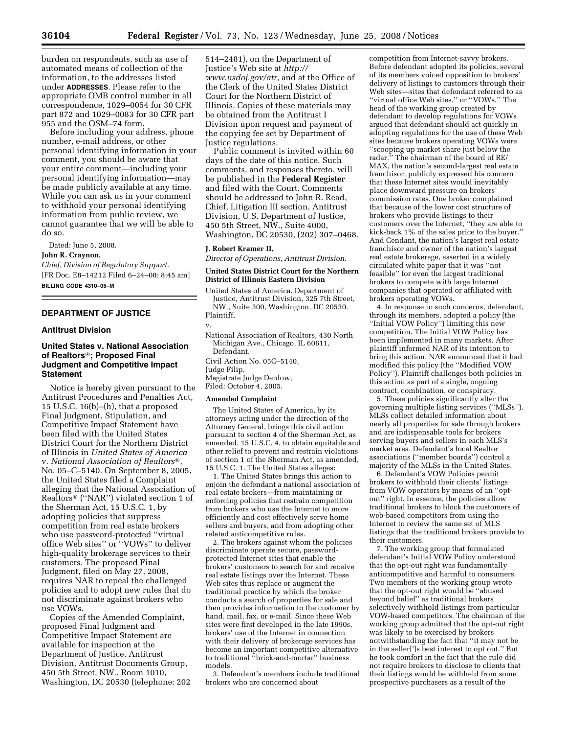burden on respondents, such as use of automated means of collection of the information, to the addresses listed under **ADDRESSES**. Please refer to the appropriate OMB control number in all correspondence, 1029–0054 for 30 CFR part 872 and 1029–0083 for 30 CFR part 955 and the OSM–74 form.

Before including your address, phone number, e-mail address, or other personal identifying information in your comment, you should be aware that your entire comment—including your personal identifying information—may be made publicly available at any time. While you can ask us in your comment to withhold your personal identifying information from public review, we cannot guarantee that we will be able to do so.

Dated: June 5, 2008.

**John R. Craynon,**

*Chief, Division of Regulatory Support.*

[FR Doc. E8–14212 Filed 6–24–08; 8:45 am]

**BILLING CODE 4310–05–M**

## DEPARTMENT OF JUSTICE

### Antitrust Division

### United States v. National Association of Realtors®; Proposed Final Judgment and Competitive Impact Statement

Notice is hereby given pursuant to the Antitrust Procedures and Penalties Act, 15 U.S.C. 16(b)–(h), that a proposed Final Judgment, Stipulation, and Competitive Impact Statement have been filed with the United States District Court for the Northern District of Illinois in *United States of America* v. *National Association of Realtors®*, No. 05–C–5140. On September 8, 2005, the United States filed a Complaint alleging that the National Association of Realtors® (''NAR'') violated section 1 of the Sherman Act, 15 U.S.C. 1, by adopting policies that suppress competition from real estate brokers who use password-protected ''virtual office Web sites'' or ''VOWs'' to deliver high-quality brokerage services to their customers. The proposed Final Judgment, filed on May 27, 2008, requires NAR to repeal the challenged policies and to adopt new rules that do not discriminate against brokers who use VOWs.

Copies of the Amended Complaint, proposed Final Judgment and Competitive Impact Statement are available for inspection at the Department of Justice, Antitrust Division, Antitrust Documents Group, 450 5th Street, NW., Room 1010, Washington, DC 20530 (telephone: 202 514–2481), on the Department of Justice's Web site at *http://www.usdoj.gov/atr*, and at the Office of the Clerk of the United States District Court for the Northern District of Illinois. Copies of these materials may be obtained from the Antitrust I Division upon request and payment of the copying fee set by Department of Justice regulations.

Public comment is invited within 60 days of the date of this notice. Such comments, and responses thereto, will be published in the **Federal Register** and filed with the Court. Comments should be addressed to John R. Read, Chief, Litigation III section, Antitrust Division, U.S. Department of Justice, 450 5th Street, NW., Suite 4000, Washington, DC 20530, (202) 307–0468.

**J. Robert Kramer II,**

*Director of Operations, Antitrust Division.*

**United States District Court for the Northern District of Illinois Eastern Division**

United States of America, Department of Justice, Antitrust Division, 325 7th Street, NW., Suite 300, Washington, DC 20530. Plaintiff,

v.

National Association of Realtors, 430 North Michigan Ave., Chicago, IL 60611, Defendant.

Civil Action No. 05C–5140,

Judge Filip,

Magistrate Judge Denlow,

Filed: October 4, 2005.

**Amended Complaint**

The United States of America, by its attorneys acting under the direction of the Attorney General, brings this civil action pursuant to section 4 of the Sherman Act, as amended, 15 U.S.C. 4, to obtain equitable and other relief to prevent and restrain violations of section 1 of the Sherman Act, as amended, 15 U.S.C. 1. The United States alleges:

1. The United States brings this action to enjoin the defendant a national association of real estate brokers—from maintaining or enforcing policies that restrain competition from brokers who use the Internet to more efficiently and cost effectively serve home sellers and buyers, and from adopting other related anticompetitive rules.

2. The brokers against whom the policies discriminate operate secure, password-protected Internet sites that enable the brokers' customers to search for and receive real estate listings over the Internet. These Web sites thus replace or augment the traditional practice by which the broker conducts a search of properties for sale and then provides information to the customer by hand, mail, fax, or e-mail. Since these Web sites were first developed in the late 1990s, brokers' use of the Internet in connection with their delivery of brokerage services has become an important competitive alternative to traditional ''brick-and-mortar'' business models.

3. Defendant's members include traditional brokers who are concerned about competition from Internet-savvy brokers. Before defendant adopted its policies, several of its members voiced opposition to brokers' delivery of listings to customers through their Web sites—sites that defendant referred to as ''virtual office Web sites,'' or ''VOWs.'' The head of the working group created by defendant to develop regulations for VOWs argued that defendant should act quickly in adopting regulations for the use of these Web sites because brokers operating VOWs were ''scooping up market share just below the radar.'' The chairman of the board of RE/MAX, the nation's second-largest real estate franchisor, publicly expressed his concern that these Internet sites would inevitably place downward pressure on brokers' commission rates. One broker complained that because of the lower cost structure of brokers who provide listings to their customers over the Internet, ''they are able to kick-back 1% of the sales price to the buyer.'' And Cendant, the nation's largest real estate franchisor and owner of the nation's largest real estate brokerage, asserted in a widely circulated white paper that it was ''not feasible'' for even the largest traditional brokers to compete with large Internet companies that operated or affiliated with brokers operating VOWs.

4. In response to such concerns, defendant, through its members, adopted a policy (the ''Initial VOW Policy'') limiting this new competition. The Initial VOW Policy has been implemented in many markets. After plaintiff informed NAR of its intention to bring this action, NAR announced that it had modified this policy (the ''Modified VOW Policy''). Plaintiff challenges both policies in this action as part of a single, ongoing contract, combination, or conspiracy.

5. These policies significantly alter the governing multiple listing services (''MLSs''). MLSs collect detailed information about nearly all properties for sale through brokers and are indispensable tools for brokers serving buyers and sellers in each MLS's market area. Defendant's local Realtor associations (''member boards'') control a majority of the MLSs in the United States.

6. Defendant's VOW Policies permit brokers to withhold their clients' listings from VOW operators by means of an ''opt-out'' right. In essence, the policies allow traditional brokers to block the customers of web-based competitors from using the Internet to review the same set of MLS listings that the traditional brokers provide to their customers.

7. The working group that formulated defendant's Initial VOW Policy understood that the opt-out right was fundamentally anticompetitive and harmful to consumers. Two members of the working group wrote that the opt-out right would be ''abused beyond belief'' as traditional brokers selectively withhold listings from particular VOW-based competitors. The chairman of the working group admitted that the opt-out right was likely to be exercised by brokers notwithstanding the fact that ''it may not be in the seller[']s best interest to opt out.'' But he took comfort in the fact that the rule did not require brokers to disclose to clients that their listings would be withheld from some prospective purchasers as a result of the